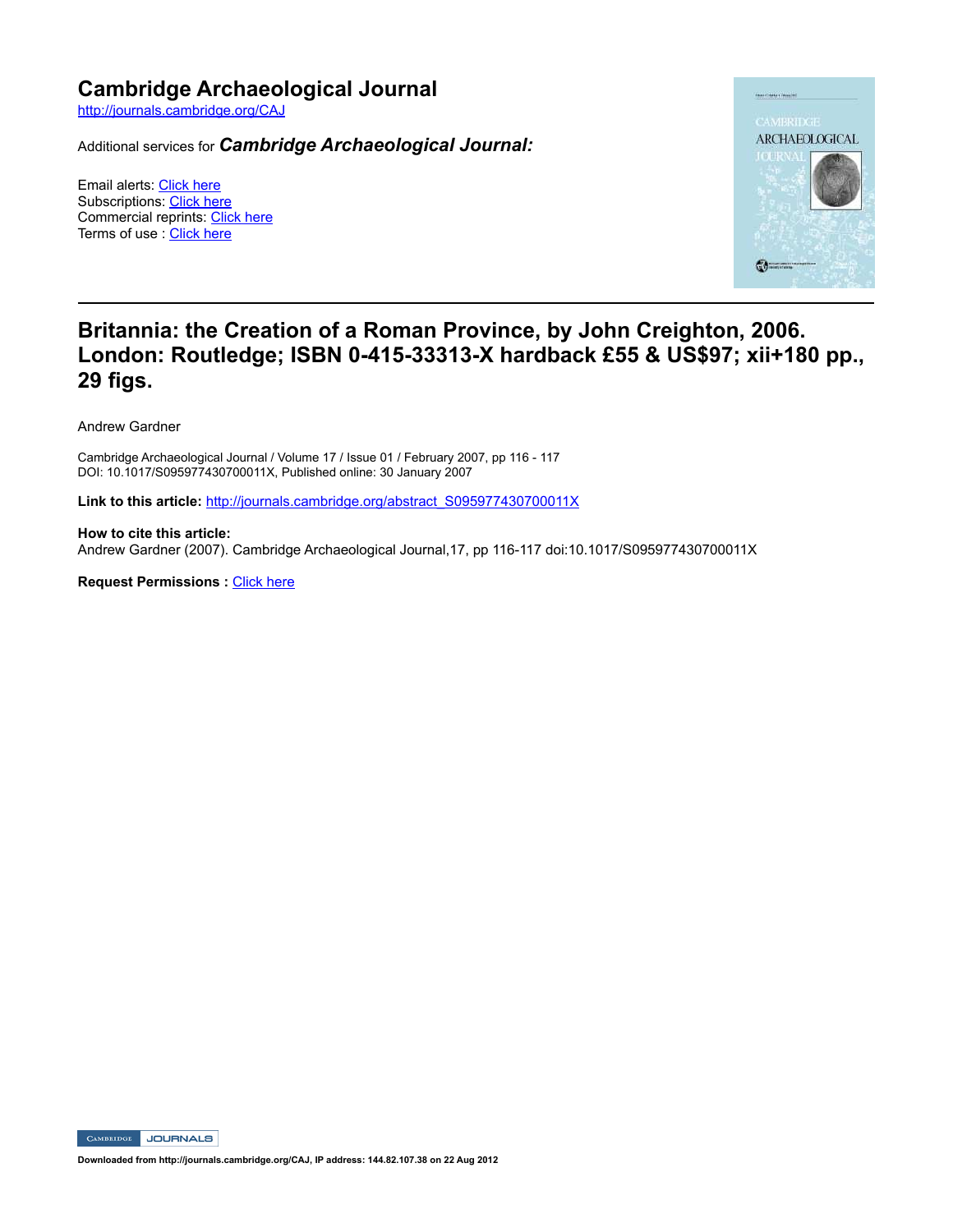# Cambridge Archaeological Journal

http://journals.cambridge.org/CAJ

Additional services for ***Cambridge Archaeological Journal:***

Email alerts: Click here
Subscriptions: Click here
Commercial reprints: Click here
Terms of use : Click here

## Britannia: the Creation of a Roman Province, by John Creighton, 2006. London: Routledge; ISBN 0-415-33313-X hardback £55 & US$97; xii+180 pp., 29 figs.

Andrew Gardner

Cambridge Archaeological Journal / Volume 17 / Issue 01 / February 2007, pp 116 - 117
DOI: 10.1017/S095977430700011X, Published online: 30 January 2007

**Link to this article:** http://journals.cambridge.org/abstract_S095977430700011X

**How to cite this article:**
Andrew Gardner (2007). Cambridge Archaeological Journal,17, pp 116-117 doi:10.1017/S095977430700011X

**Request Permissions :** Click here

**Downloaded from http://journals.cambridge.org/CAJ, IP address: 144.82.107.38 on 22 Aug 2012**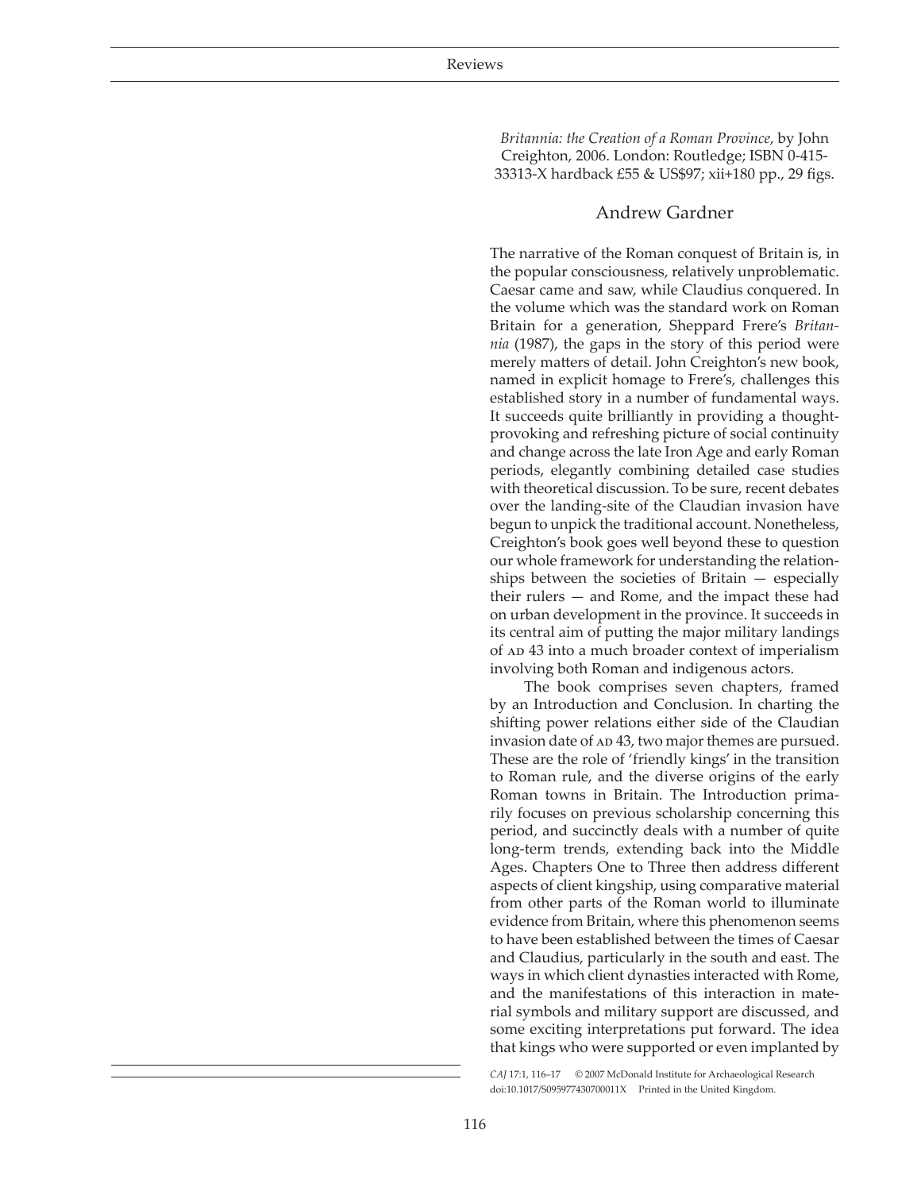*Britannia: the Creation of a Roman Province*, by John Creighton, 2006. London: Routledge; ISBN 0-415-33313-X hardback £55 & US$97; xii+180 pp., 29 figs.

## Andrew Gardner

The narrative of the Roman conquest of Britain is, in the popular consciousness, relatively unproblematic. Caesar came and saw, while Claudius conquered. In the volume which was the standard work on Roman Britain for a generation, Sheppard Frere's *Britannia* (1987), the gaps in the story of this period were merely matters of detail. John Creighton's new book, named in explicit homage to Frere's, challenges this established story in a number of fundamental ways. It succeeds quite brilliantly in providing a thought-provoking and refreshing picture of social continuity and change across the late Iron Age and early Roman periods, elegantly combining detailed case studies with theoretical discussion. To be sure, recent debates over the landing-site of the Claudian invasion have begun to unpick the traditional account. Nonetheless, Creighton's book goes well beyond these to question our whole framework for understanding the relationships between the societies of Britain — especially their rulers — and Rome, and the impact these had on urban development in the province. It succeeds in its central aim of putting the major military landings of AD 43 into a much broader context of imperialism involving both Roman and indigenous actors.

The book comprises seven chapters, framed by an Introduction and Conclusion. In charting the shifting power relations either side of the Claudian invasion date of AD 43, two major themes are pursued. These are the role of 'friendly kings' in the transition to Roman rule, and the diverse origins of the early Roman towns in Britain. The Introduction primarily focuses on previous scholarship concerning this period, and succinctly deals with a number of quite long-term trends, extending back into the Middle Ages. Chapters One to Three then address different aspects of client kingship, using comparative material from other parts of the Roman world to illuminate evidence from Britain, where this phenomenon seems to have been established between the times of Caesar and Claudius, particularly in the south and east. The ways in which client dynasties interacted with Rome, and the manifestations of this interaction in material symbols and military support are discussed, and some exciting interpretations put forward. The idea that kings who were supported or even implanted by

*CAJ* 17:1, 116–17 © 2007 McDonald Institute for Archaeological Research
doi:10.1017/S095977430700011X Printed in the United Kingdom.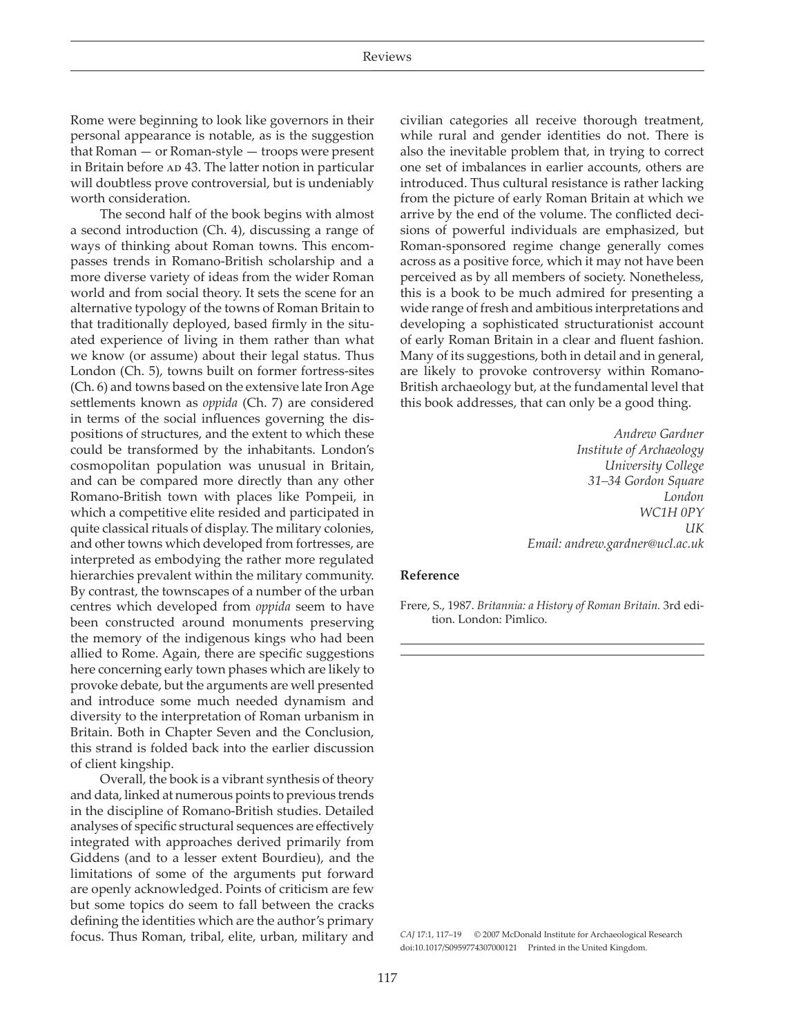Rome were beginning to look like governors in their personal appearance is notable, as is the suggestion that Roman — or Roman-style — troops were present in Britain before AD 43. The latter notion in particular will doubtless prove controversial, but is undeniably worth consideration.

The second half of the book begins with almost a second introduction (Ch. 4), discussing a range of ways of thinking about Roman towns. This encompasses trends in Romano-British scholarship and a more diverse variety of ideas from the wider Roman world and from social theory. It sets the scene for an alternative typology of the towns of Roman Britain to that traditionally deployed, based firmly in the situated experience of living in them rather than what we know (or assume) about their legal status. Thus London (Ch. 5), towns built on former fortress-sites (Ch. 6) and towns based on the extensive late Iron Age settlements known as *oppida* (Ch. 7) are considered in terms of the social influences governing the dispositions of structures, and the extent to which these could be transformed by the inhabitants. London's cosmopolitan population was unusual in Britain, and can be compared more directly than any other Romano-British town with places like Pompeii, in which a competitive elite resided and participated in quite classical rituals of display. The military colonies, and other towns which developed from fortresses, are interpreted as embodying the rather more regulated hierarchies prevalent within the military community. By contrast, the townscapes of a number of the urban centres which developed from *oppida* seem to have been constructed around monuments preserving the memory of the indigenous kings who had been allied to Rome. Again, there are specific suggestions here concerning early town phases which are likely to provoke debate, but the arguments are well presented and introduce some much needed dynamism and diversity to the interpretation of Roman urbanism in Britain. Both in Chapter Seven and the Conclusion, this strand is folded back into the earlier discussion of client kingship.

Overall, the book is a vibrant synthesis of theory and data, linked at numerous points to previous trends in the discipline of Romano-British studies. Detailed analyses of specific structural sequences are effectively integrated with approaches derived primarily from Giddens (and to a lesser extent Bourdieu), and the limitations of some of the arguments put forward are openly acknowledged. Points of criticism are few but some topics do seem to fall between the cracks defining the identities which are the author's primary focus. Thus Roman, tribal, elite, urban, military and civilian categories all receive thorough treatment, while rural and gender identities do not. There is also the inevitable problem that, in trying to correct one set of imbalances in earlier accounts, others are introduced. Thus cultural resistance is rather lacking from the picture of early Roman Britain at which we arrive by the end of the volume. The conflicted decisions of powerful individuals are emphasized, but Roman-sponsored regime change generally comes across as a positive force, which it may not have been perceived as by all members of society. Nonetheless, this is a book to be much admired for presenting a wide range of fresh and ambitious interpretations and developing a sophisticated structurationist account of early Roman Britain in a clear and fluent fashion. Many of its suggestions, both in detail and in general, are likely to provoke controversy within Romano-British archaeology but, at the fundamental level that this book addresses, that can only be a good thing.

*Andrew Gardner*
*Institute of Archaeology*
*University College*
*31–34 Gordon Square*
*London*
*WC1H 0PY*
*UK*
*Email: andrew.gardner@ucl.ac.uk*

### Reference

Frere, S., 1987. *Britannia: a History of Roman Britain*. 3rd edition. London: Pimlico.

*CAJ* 17:1, 117–19 © 2007 McDonald Institute for Archaeological Research
doi:10.1017/S0959774307000121 Printed in the United Kingdom.